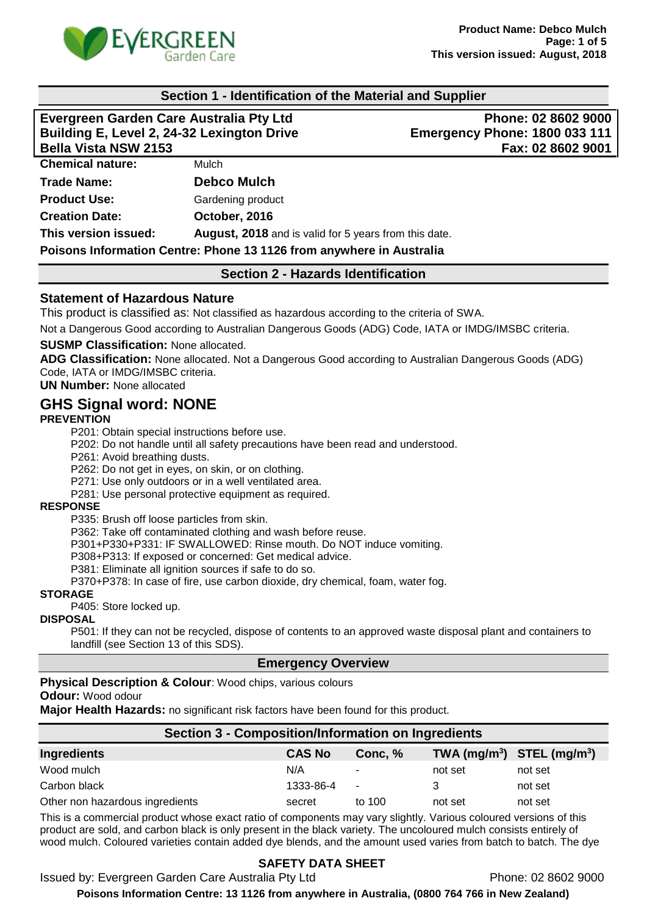## Section 1 - Identification of the Material and Supplier

**Evergreen Garden Care Australia Pty Ltd**
**Building E, Level 2, 24-32 Lexington Drive**
**Bella Vista NSW 2153**

**Phone: 02 8602 9000**
**Emergency Phone: 1800 033 111**
**Fax: 02 8602 9001**

**Chemical nature:** Mulch

**Trade Name:** **Debco Mulch**

**Product Use:** Gardening product

**Creation Date:** **October, 2016**

**This version issued:** **August, 2018** and is valid for 5 years from this date.

**Poisons Information Centre: Phone 13 1126 from anywhere in Australia**

## Section 2 - Hazards Identification

### Statement of Hazardous Nature

This product is classified as: Not classified as hazardous according to the criteria of SWA.

Not a Dangerous Good according to Australian Dangerous Goods (ADG) Code, IATA or IMDG/IMSBC criteria.

**SUSMP Classification:** None allocated.

**ADG Classification:** None allocated. Not a Dangerous Good according to Australian Dangerous Goods (ADG) Code, IATA or IMDG/IMSBC criteria.

**UN Number:** None allocated

### GHS Signal word: NONE

**PREVENTION**

- P201: Obtain special instructions before use.
- P202: Do not handle until all safety precautions have been read and understood.
- P261: Avoid breathing dusts.
- P262: Do not get in eyes, on skin, or on clothing.
- P271: Use only outdoors or in a well ventilated area.
- P281: Use personal protective equipment as required.

**RESPONSE**

- P335: Brush off loose particles from skin.
- P362: Take off contaminated clothing and wash before reuse.
- P301+P330+P331: IF SWALLOWED: Rinse mouth. Do NOT induce vomiting.
- P308+P313: If exposed or concerned: Get medical advice.
- P381: Eliminate all ignition sources if safe to do so.
- P370+P378: In case of fire, use carbon dioxide, dry chemical, foam, water fog.

**STORAGE**

- P405: Store locked up.

**DISPOSAL**

- P501: If they can not be recycled, dispose of contents to an approved waste disposal plant and containers to landfill (see Section 13 of this SDS).

### Emergency Overview

**Physical Description & Colour**: Wood chips, various colours

**Odour:** Wood odour

**Major Health Hazards:** no significant risk factors have been found for this product.

## Section 3 - Composition/Information on Ingredients

| Ingredients | CAS No | Conc, % | TWA (mg/m$^3$) | STEL (mg/m$^3$) |
|---|---|---|---|---|
| Wood mulch | N/A | - | not set | not set |
| Carbon black | 1333-86-4 | - | 3 | not set |
| Other non hazardous ingredients | secret | to 100 | not set | not set |

This is a commercial product whose exact ratio of components may vary slightly. Various coloured versions of this product are sold, and carbon black is only present in the black variety. The uncoloured mulch consists entirely of wood mulch. Coloured varieties contain added dye blends, and the amount used varies from batch to batch. The dye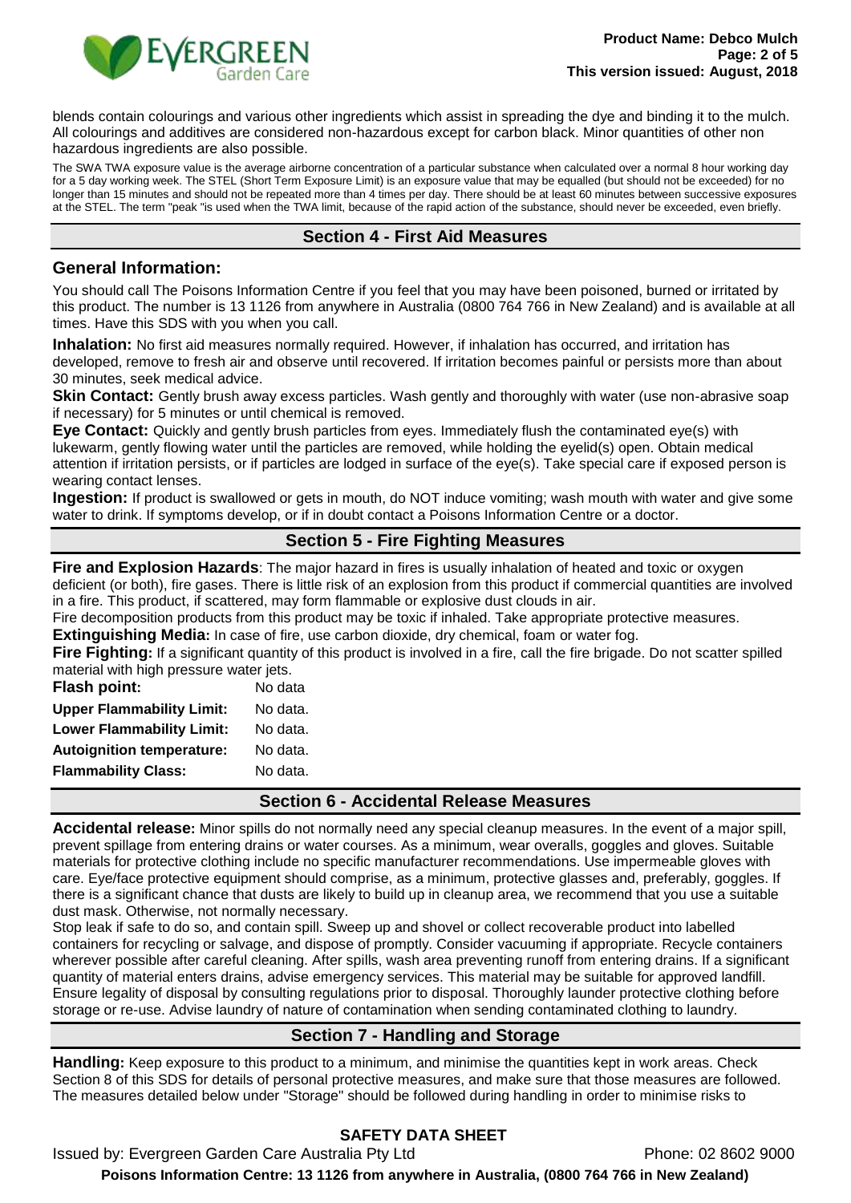blends contain colourings and various other ingredients which assist in spreading the dye and binding it to the mulch. All colourings and additives are considered non-hazardous except for carbon black. Minor quantities of other non hazardous ingredients are also possible.

The SWA TWA exposure value is the average airborne concentration of a particular substance when calculated over a normal 8 hour working day for a 5 day working week. The STEL (Short Term Exposure Limit) is an exposure value that may be equalled (but should not be exceeded) for no longer than 15 minutes and should not be repeated more than 4 times per day. There should be at least 60 minutes between successive exposures at the STEL. The term "peak "is used when the TWA limit, because of the rapid action of the substance, should never be exceeded, even briefly.

## Section 4 - First Aid Measures

### General Information:

You should call The Poisons Information Centre if you feel that you may have been poisoned, burned or irritated by this product. The number is 13 1126 from anywhere in Australia (0800 764 766 in New Zealand) and is available at all times. Have this SDS with you when you call.

**Inhalation:** No first aid measures normally required. However, if inhalation has occurred, and irritation has developed, remove to fresh air and observe until recovered. If irritation becomes painful or persists more than about 30 minutes, seek medical advice.

**Skin Contact:** Gently brush away excess particles. Wash gently and thoroughly with water (use non-abrasive soap if necessary) for 5 minutes or until chemical is removed.

**Eye Contact:** Quickly and gently brush particles from eyes. Immediately flush the contaminated eye(s) with lukewarm, gently flowing water until the particles are removed, while holding the eyelid(s) open. Obtain medical attention if irritation persists, or if particles are lodged in surface of the eye(s). Take special care if exposed person is wearing contact lenses.

**Ingestion:** If product is swallowed or gets in mouth, do NOT induce vomiting; wash mouth with water and give some water to drink. If symptoms develop, or if in doubt contact a Poisons Information Centre or a doctor.

## Section 5 - Fire Fighting Measures

**Fire and Explosion Hazards**: The major hazard in fires is usually inhalation of heated and toxic or oxygen deficient (or both), fire gases. There is little risk of an explosion from this product if commercial quantities are involved in a fire. This product, if scattered, may form flammable or explosive dust clouds in air.

Fire decomposition products from this product may be toxic if inhaled. Take appropriate protective measures.

**Extinguishing Media:** In case of fire, use carbon dioxide, dry chemical, foam or water fog.

**Fire Fighting:** If a significant quantity of this product is involved in a fire, call the fire brigade. Do not scatter spilled material with high pressure water jets.

| | |
|---|---|
| **Flash point:** | No data |
| **Upper Flammability Limit:** | No data. |
| **Lower Flammability Limit:** | No data. |
| **Autoignition temperature:** | No data. |
| **Flammability Class:** | No data. |

## Section 6 - Accidental Release Measures

**Accidental release:** Minor spills do not normally need any special cleanup measures. In the event of a major spill, prevent spillage from entering drains or water courses. As a minimum, wear overalls, goggles and gloves. Suitable materials for protective clothing include no specific manufacturer recommendations. Use impermeable gloves with care. Eye/face protective equipment should comprise, as a minimum, protective glasses and, preferably, goggles. If there is a significant chance that dusts are likely to build up in cleanup area, we recommend that you use a suitable dust mask. Otherwise, not normally necessary.

Stop leak if safe to do so, and contain spill. Sweep up and shovel or collect recoverable product into labelled containers for recycling or salvage, and dispose of promptly. Consider vacuuming if appropriate. Recycle containers wherever possible after careful cleaning. After spills, wash area preventing runoff from entering drains. If a significant quantity of material enters drains, advise emergency services. This material may be suitable for approved landfill. Ensure legality of disposal by consulting regulations prior to disposal. Thoroughly launder protective clothing before storage or re-use. Advise laundry of nature of contamination when sending contaminated clothing to laundry.

## Section 7 - Handling and Storage

**Handling:** Keep exposure to this product to a minimum, and minimise the quantities kept in work areas. Check Section 8 of this SDS for details of personal protective measures, and make sure that those measures are followed. The measures detailed below under "Storage" should be followed during handling in order to minimise risks to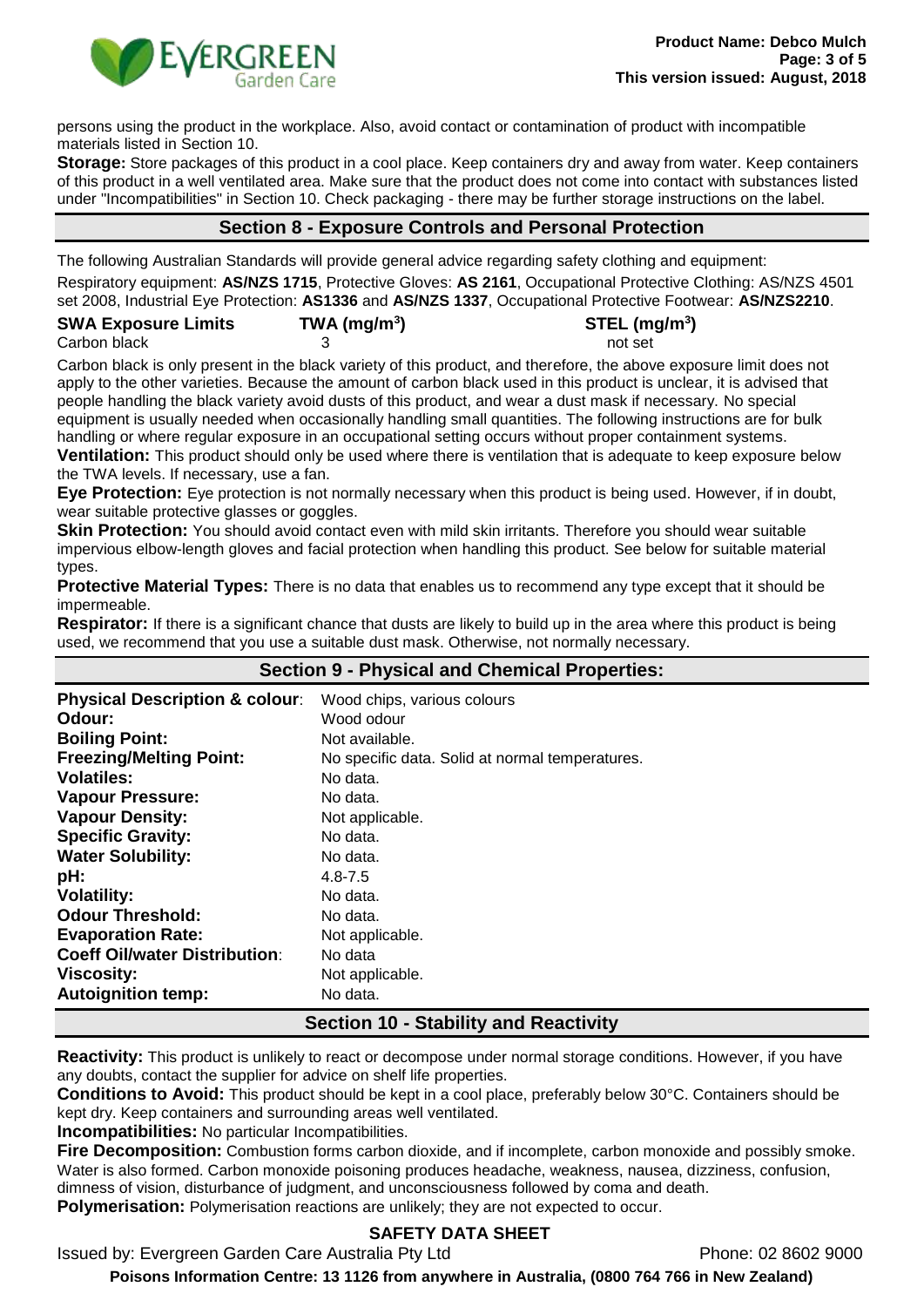persons using the product in the workplace. Also, avoid contact or contamination of product with incompatible materials listed in Section 10.

**Storage:** Store packages of this product in a cool place. Keep containers dry and away from water. Keep containers of this product in a well ventilated area. Make sure that the product does not come into contact with substances listed under "Incompatibilities" in Section 10. Check packaging - there may be further storage instructions on the label.

## Section 8 - Exposure Controls and Personal Protection

The following Australian Standards will provide general advice regarding safety clothing and equipment:

Respiratory equipment: **AS/NZS 1715**, Protective Gloves: **AS 2161**, Occupational Protective Clothing: AS/NZS 4501 set 2008, Industrial Eye Protection: **AS1336** and **AS/NZS 1337**, Occupational Protective Footwear: **AS/NZS2210**.

| SWA Exposure Limits | TWA (mg/m$^3$) | STEL (mg/m$^3$) |
|---|---|---|
| Carbon black | 3 | not set |

Carbon black is only present in the black variety of this product, and therefore, the above exposure limit does not apply to the other varieties. Because the amount of carbon black used in this product is unclear, it is advised that people handling the black variety avoid dusts of this product, and wear a dust mask if necessary. No special equipment is usually needed when occasionally handling small quantities. The following instructions are for bulk handling or where regular exposure in an occupational setting occurs without proper containment systems.

**Ventilation:** This product should only be used where there is ventilation that is adequate to keep exposure below the TWA levels. If necessary, use a fan.

**Eye Protection:** Eye protection is not normally necessary when this product is being used. However, if in doubt, wear suitable protective glasses or goggles.

**Skin Protection:** You should avoid contact even with mild skin irritants. Therefore you should wear suitable impervious elbow-length gloves and facial protection when handling this product. See below for suitable material types.

**Protective Material Types:** There is no data that enables us to recommend any type except that it should be impermeable.

**Respirator:** If there is a significant chance that dusts are likely to build up in the area where this product is being used, we recommend that you use a suitable dust mask. Otherwise, not normally necessary.

## Section 9 - Physical and Chemical Properties:

| | |
|---|---|
| **Physical Description & colour**: | Wood chips, various colours |
| **Odour:** | Wood odour |
| **Boiling Point:** | Not available. |
| **Freezing/Melting Point:** | No specific data. Solid at normal temperatures. |
| **Volatiles:** | No data. |
| **Vapour Pressure:** | No data. |
| **Vapour Density:** | Not applicable. |
| **Specific Gravity:** | No data. |
| **Water Solubility:** | No data. |
| **pH:** | 4.8-7.5 |
| **Volatility:** | No data. |
| **Odour Threshold:** | No data. |
| **Evaporation Rate:** | Not applicable. |
| **Coeff Oil/water Distribution**: | No data |
| **Viscosity:** | Not applicable. |
| **Autoignition temp:** | No data. |

## Section 10 - Stability and Reactivity

**Reactivity:** This product is unlikely to react or decompose under normal storage conditions. However, if you have any doubts, contact the supplier for advice on shelf life properties.

**Conditions to Avoid:** This product should be kept in a cool place, preferably below 30°C. Containers should be kept dry. Keep containers and surrounding areas well ventilated.

**Incompatibilities:** No particular Incompatibilities.

**Fire Decomposition:** Combustion forms carbon dioxide, and if incomplete, carbon monoxide and possibly smoke. Water is also formed. Carbon monoxide poisoning produces headache, weakness, nausea, dizziness, confusion, dimness of vision, disturbance of judgment, and unconsciousness followed by coma and death.

**Polymerisation:** Polymerisation reactions are unlikely; they are not expected to occur.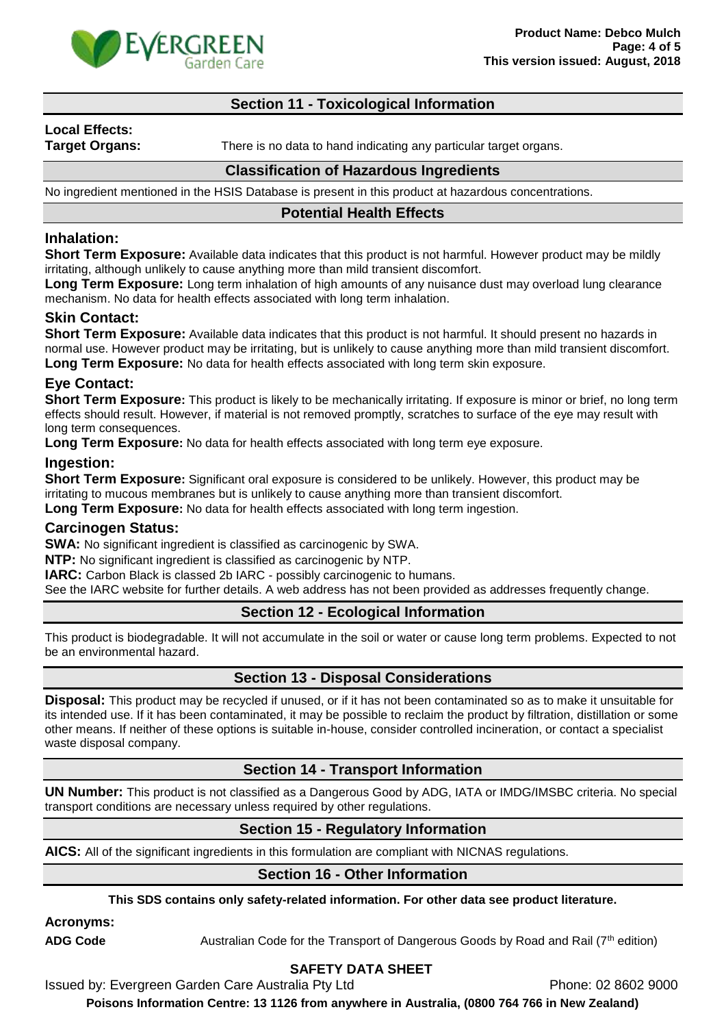## Section 11 - Toxicological Information

**Local Effects:**

**Target Organs:** There is no data to hand indicating any particular target organs.

### Classification of Hazardous Ingredients

No ingredient mentioned in the HSIS Database is present in this product at hazardous concentrations.

### Potential Health Effects

#### Inhalation:

**Short Term Exposure:** Available data indicates that this product is not harmful. However product may be mildly irritating, although unlikely to cause anything more than mild transient discomfort.

**Long Term Exposure:** Long term inhalation of high amounts of any nuisance dust may overload lung clearance mechanism. No data for health effects associated with long term inhalation.

#### Skin Contact:

**Short Term Exposure:** Available data indicates that this product is not harmful. It should present no hazards in normal use. However product may be irritating, but is unlikely to cause anything more than mild transient discomfort.

**Long Term Exposure:** No data for health effects associated with long term skin exposure.

#### Eye Contact:

**Short Term Exposure:** This product is likely to be mechanically irritating. If exposure is minor or brief, no long term effects should result. However, if material is not removed promptly, scratches to surface of the eye may result with long term consequences.

**Long Term Exposure:** No data for health effects associated with long term eye exposure.

#### Ingestion:

**Short Term Exposure:** Significant oral exposure is considered to be unlikely. However, this product may be irritating to mucous membranes but is unlikely to cause anything more than transient discomfort.

**Long Term Exposure:** No data for health effects associated with long term ingestion.

#### Carcinogen Status:

**SWA:** No significant ingredient is classified as carcinogenic by SWA.

**NTP:** No significant ingredient is classified as carcinogenic by NTP.

**IARC:** Carbon Black is classed 2b IARC - possibly carcinogenic to humans.

See the IARC website for further details. A web address has not been provided as addresses frequently change.

## Section 12 - Ecological Information

This product is biodegradable. It will not accumulate in the soil or water or cause long term problems. Expected to not be an environmental hazard.

## Section 13 - Disposal Considerations

**Disposal:** This product may be recycled if unused, or if it has not been contaminated so as to make it unsuitable for its intended use. If it has been contaminated, it may be possible to reclaim the product by filtration, distillation or some other means. If neither of these options is suitable in-house, consider controlled incineration, or contact a specialist waste disposal company.

## Section 14 - Transport Information

**UN Number:** This product is not classified as a Dangerous Good by ADG, IATA or IMDG/IMSBC criteria. No special transport conditions are necessary unless required by other regulations.

## Section 15 - Regulatory Information

**AICS:** All of the significant ingredients in this formulation are compliant with NICNAS regulations.

## Section 16 - Other Information

**This SDS contains only safety-related information. For other data see product literature.**

**Acronyms:**

**ADG Code** Australian Code for the Transport of Dangerous Goods by Road and Rail (7th edition)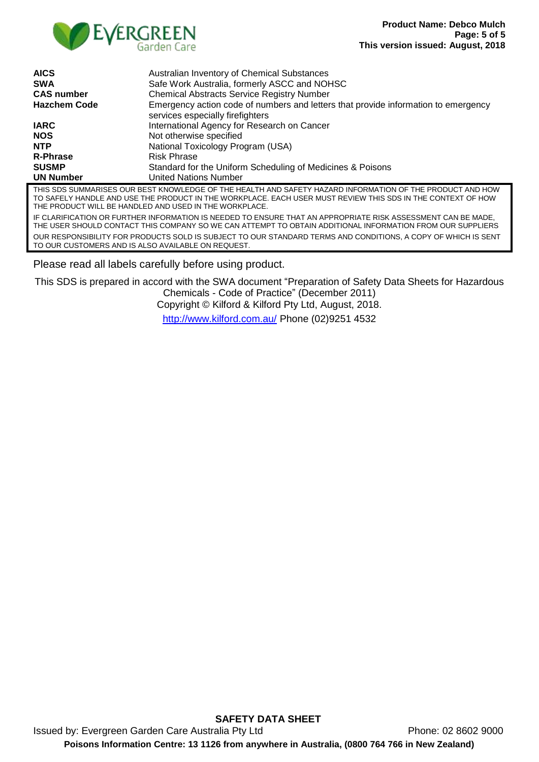| | |
|---|---|
| **AICS** | Australian Inventory of Chemical Substances |
| **SWA** | Safe Work Australia, formerly ASCC and NOHSC |
| **CAS number** | Chemical Abstracts Service Registry Number |
| **Hazchem Code** | Emergency action code of numbers and letters that provide information to emergency services especially firefighters |
| **IARC** | International Agency for Research on Cancer |
| **NOS** | Not otherwise specified |
| **NTP** | National Toxicology Program (USA) |
| **R-Phrase** | Risk Phrase |
| **SUSMP** | Standard for the Uniform Scheduling of Medicines & Poisons |
| **UN Number** | United Nations Number |

THIS SDS SUMMARISES OUR BEST KNOWLEDGE OF THE HEALTH AND SAFETY HAZARD INFORMATION OF THE PRODUCT AND HOW TO SAFELY HANDLE AND USE THE PRODUCT IN THE WORKPLACE. EACH USER MUST REVIEW THIS SDS IN THE CONTEXT OF HOW THE PRODUCT WILL BE HANDLED AND USED IN THE WORKPLACE.

IF CLARIFICATION OR FURTHER INFORMATION IS NEEDED TO ENSURE THAT AN APPROPRIATE RISK ASSESSMENT CAN BE MADE, THE USER SHOULD CONTACT THIS COMPANY SO WE CAN ATTEMPT TO OBTAIN ADDITIONAL INFORMATION FROM OUR SUPPLIERS

OUR RESPONSIBILITY FOR PRODUCTS SOLD IS SUBJECT TO OUR STANDARD TERMS AND CONDITIONS, A COPY OF WHICH IS SENT TO OUR CUSTOMERS AND IS ALSO AVAILABLE ON REQUEST.

Please read all labels carefully before using product.

This SDS is prepared in accord with the SWA document "Preparation of Safety Data Sheets for Hazardous Chemicals - Code of Practice" (December 2011)

Copyright © Kilford & Kilford Pty Ltd, August, 2018.

http://www.kilford.com.au/ Phone (02)9251 4532